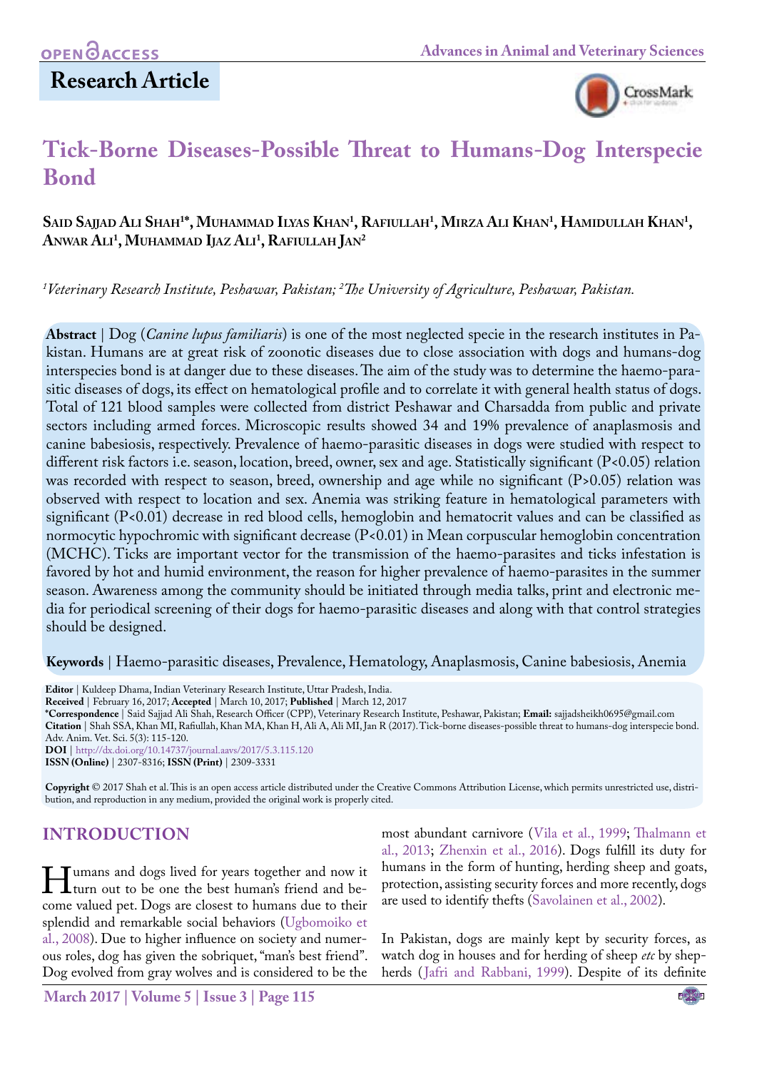OPEN ACCESS

Research Article

# Tick-Borne Diseases-Possible Threat to Humans-Dog Interspecie Bond

**Said Sajjad Ali Shah[1*], Muhammad Ilyas Khan[1], Rafiullah[1], Mirza Ali Khan[1], Hamidullah Khan[1], Anwar Ali[1], Muhammad Ijaz Ali[1], Rafiullah Jan[2]**

*[1]Veterinary Research Institute, Peshawar, Pakistan; [2]The University of Agriculture, Peshawar, Pakistan.*

**Abstract** | Dog (*Canine lupus familiaris*) is one of the most neglected specie in the research institutes in Pakistan. Humans are at great risk of zoonotic diseases due to close association with dogs and humans-dog interspecies bond is at danger due to these diseases. The aim of the study was to determine the haemo-parasitic diseases of dogs, its effect on hematological profile and to correlate it with general health status of dogs. Total of 121 blood samples were collected from district Peshawar and Charsadda from public and private sectors including armed forces. Microscopic results showed 34 and 19% prevalence of anaplasmosis and canine babesiosis, respectively. Prevalence of haemo-parasitic diseases in dogs were studied with respect to different risk factors i.e. season, location, breed, owner, sex and age. Statistically significant ($P<0.05$) relation was recorded with respect to season, breed, ownership and age while no significant ($P>0.05$) relation was observed with respect to location and sex. Anemia was striking feature in hematological parameters with significant ($P<0.01$) decrease in red blood cells, hemoglobin and hematocrit values and can be classified as normocytic hypochromic with significant decrease ($P<0.01$) in Mean corpuscular hemoglobin concentration (MCHC). Ticks are important vector for the transmission of the haemo-parasites and ticks infestation is favored by hot and humid environment, the reason for higher prevalence of haemo-parasites in the summer season. Awareness among the community should be initiated through media talks, print and electronic media for periodical screening of their dogs for haemo-parasitic diseases and along with that control strategies should be designed.

**Keywords** | Haemo-parasitic diseases, Prevalence, Hematology, Anaplasmosis, Canine babesiosis, Anemia

**Editor** | Kuldeep Dhama, Indian Veterinary Research Institute, Uttar Pradesh, India.
**Received** | February 16, 2017; **Accepted** | March 10, 2017; **Published** | March 12, 2017
***Correspondence** | Said Sajjad Ali Shah, Research Officer (CPP), Veterinary Research Institute, Peshawar, Pakistan; **Email:** sajjadsheikh0695@gmail.com
**Citation** | Shah SSA, Khan MI, Rafiullah, Khan MA, Khan H, Ali A, Ali MI, Jan R (2017). Tick-borne diseases-possible threat to humans-dog interspecie bond. Adv. Anim. Vet. Sci. 5(3): 115-120.
**DOI** | http://dx.doi.org/10.14737/journal.aavs/2017/5.3.115.120
**ISSN (Online)** | 2307-8316; **ISSN (Print)** | 2309-3331

**Copyright** © 2017 Shah et al. This is an open access article distributed under the Creative Commons Attribution License, which permits unrestricted use, distribution, and reproduction in any medium, provided the original work is properly cited.

## INTRODUCTION

Humans and dogs lived for years together and now it turn out to be one the best human's friend and become valued pet. Dogs are closest to humans due to their splendid and remarkable social behaviors (Ugbomoiko et al., 2008). Due to higher influence on society and numerous roles, dog has given the sobriquet, "man's best friend". Dog evolved from gray wolves and is considered to be the most abundant carnivore (Vila et al., 1999; Thalmann et al., 2013; Zhenxin et al., 2016). Dogs fulfill its duty for humans in the form of hunting, herding sheep and goats, protection, assisting security forces and more recently, dogs are used to identify thefts (Savolainen et al., 2002).

In Pakistan, dogs are mainly kept by security forces, as watch dog in houses and for herding of sheep *etc* by shepherds (Jafri and Rabbani, 1999). Despite of its definite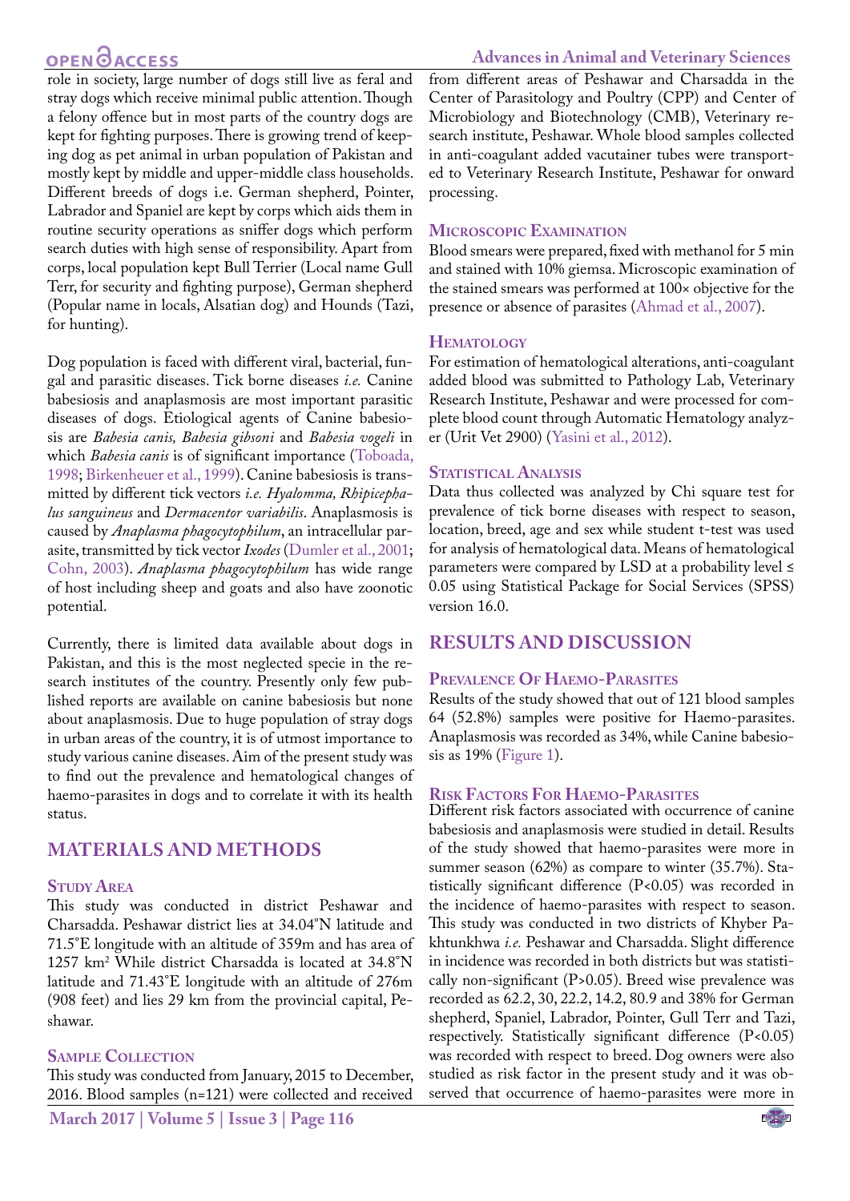role in society, large number of dogs still live as feral and stray dogs which receive minimal public attention. Though a felony offence but in most parts of the country dogs are kept for fighting purposes. There is growing trend of keeping dog as pet animal in urban population of Pakistan and mostly kept by middle and upper-middle class households. Different breeds of dogs i.e. German shepherd, Pointer, Labrador and Spaniel are kept by corps which aids them in routine security operations as sniffer dogs which perform search duties with high sense of responsibility. Apart from corps, local population kept Bull Terrier (Local name Gull Terr, for security and fighting purpose), German shepherd (Popular name in locals, Alsatian dog) and Hounds (Tazi, for hunting).

Dog population is faced with different viral, bacterial, fungal and parasitic diseases. Tick borne diseases *i.e.* Canine babesiosis and anaplasmosis are most important parasitic diseases of dogs. Etiological agents of Canine babesiosis are *Babesia canis, Babesia gibsoni* and *Babesia vogeli* in which *Babesia canis* is of significant importance (Toboada, 1998; Birkenheuer et al., 1999). Canine babesiosis is transmitted by different tick vectors *i.e. Hyalomma, Rhipicephalus sanguineus* and *Dermacentor variabilis*. Anaplasmosis is caused by *Anaplasma phagocytophilum*, an intracellular parasite, transmitted by tick vector *Ixodes* (Dumler et al., 2001; Cohn, 2003). *Anaplasma phagocytophilum* has wide range of host including sheep and goats and also have zoonotic potential.

Currently, there is limited data available about dogs in Pakistan, and this is the most neglected specie in the research institutes of the country. Presently only few published reports are available on canine babesiosis but none about anaplasmosis. Due to huge population of stray dogs in urban areas of the country, it is of utmost importance to study various canine diseases. Aim of the present study was to find out the prevalence and hematological changes of haemo-parasites in dogs and to correlate it with its health status.

## MATERIALS AND METHODS

### Study Area

This study was conducted in district Peshawar and Charsadda. Peshawar district lies at 34.04°N latitude and 71.5°E longitude with an altitude of 359m and has area of 1257 km$^2$ While district Charsadda is located at 34.8°N latitude and 71.43°E longitude with an altitude of 276m (908 feet) and lies 29 km from the provincial capital, Peshawar.

### Sample Collection

This study was conducted from January, 2015 to December, 2016. Blood samples (n=121) were collected and received from different areas of Peshawar and Charsadda in the Center of Parasitology and Poultry (CPP) and Center of Microbiology and Biotechnology (CMB), Veterinary research institute, Peshawar. Whole blood samples collected in anti-coagulant added vacutainer tubes were transported to Veterinary Research Institute, Peshawar for onward processing.

### Microscopic Examination

Blood smears were prepared, fixed with methanol for 5 min and stained with 10% giemsa. Microscopic examination of the stained smears was performed at 100× objective for the presence or absence of parasites (Ahmad et al., 2007).

### Hematology

For estimation of hematological alterations, anti-coagulant added blood was submitted to Pathology Lab, Veterinary Research Institute, Peshawar and were processed for complete blood count through Automatic Hematology analyzer (Urit Vet 2900) (Yasini et al., 2012).

### Statistical Analysis

Data thus collected was analyzed by Chi square test for prevalence of tick borne diseases with respect to season, location, breed, age and sex while student t-test was used for analysis of hematological data. Means of hematological parameters were compared by LSD at a probability level ≤ 0.05 using Statistical Package for Social Services (SPSS) version 16.0.

## RESULTS AND DISCUSSION

### Prevalence Of Haemo-Parasites

Results of the study showed that out of 121 blood samples 64 (52.8%) samples were positive for Haemo-parasites. Anaplasmosis was recorded as 34%, while Canine babesiosis as 19% (Figure 1).

### Risk Factors For Haemo-Parasites

Different risk factors associated with occurrence of canine babesiosis and anaplasmosis were studied in detail. Results of the study showed that haemo-parasites were more in summer season (62%) as compare to winter (35.7%). Statistically significant difference ($P<0.05$) was recorded in the incidence of haemo-parasites with respect to season. This study was conducted in two districts of Khyber Pakhtunkhwa *i.e.* Peshawar and Charsadda. Slight difference in incidence was recorded in both districts but was statistically non-significant ($P>0.05$). Breed wise prevalence was recorded as 62.2, 30, 22.2, 14.2, 80.9 and 38% for German shepherd, Spaniel, Labrador, Pointer, Gull Terr and Tazi, respectively. Statistically significant difference ($P<0.05$) was recorded with respect to breed. Dog owners were also studied as risk factor in the present study and it was observed that occurrence of haemo-parasites were more in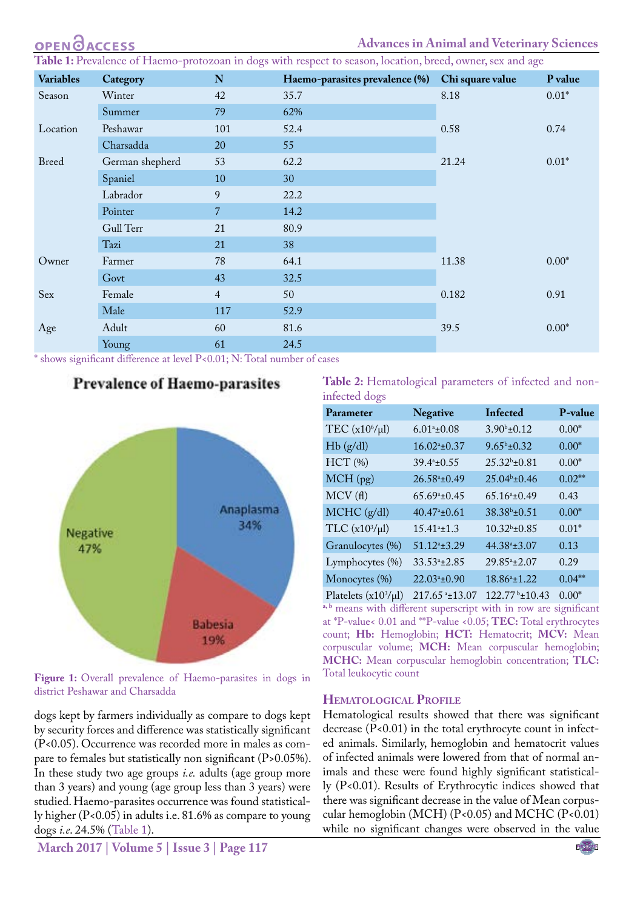**Table 1:** Prevalence of Haemo-protozoan in dogs with respect to season, location, breed, owner, sex and age

| Variables | Category | N | Haemo-parasites prevalence (%) | Chi square value | P value |
|---|---|---|---|---|---|
| Season | Winter | 42 | 35.7 | 8.18 | 0.01* |
| | Summer | 79 | 62% | | |
| Location | Peshawar | 101 | 52.4 | 0.58 | 0.74 |
| | Charsadda | 20 | 55 | | |
| Breed | German shepherd | 53 | 62.2 | 21.24 | 0.01* |
| | Spaniel | 10 | 30 | | |
| | Labrador | 9 | 22.2 | | |
| | Pointer | 7 | 14.2 | | |
| | Gull Terr | 21 | 80.9 | | |
| | Tazi | 21 | 38 | | |
| Owner | Farmer | 78 | 64.1 | 11.38 | 0.00* |
| | Govt | 43 | 32.5 | | |
| Sex | Female | 4 | 50 | 0.182 | 0.91 |
| | Male | 117 | 52.9 | | |
| Age | Adult | 60 | 81.6 | 39.5 | 0.00* |
| | Young | 61 | 24.5 | | |

\* shows significant difference at level P<0.01; N: Total number of cases

**Figure 1:** Overall prevalence of Haemo-parasites in dogs in district Peshawar and Charsadda

dogs kept by farmers individually as compare to dogs kept by security forces and difference was statistically significant (P<0.05). Occurrence was recorded more in males as compare to females but statistically non significant (P>0.05%). In these study two age groups *i.e.* adults (age group more than 3 years) and young (age group less than 3 years) were studied. Haemo-parasites occurrence was found statistically higher (P<0.05) in adults i.e. 81.6% as compare to young dogs *i.e.* 24.5% (Table 1).

**Table 2:** Hematological parameters of infected and non-infected dogs

| Parameter | Negative | Infected | P-value |
|---|---|---|---|
| TEC ($x10^6/\mu l$) | $6.01^a \pm 0.08$ | $3.90^b \pm 0.12$ | 0.00* |
| Hb (g/dl) | $16.02^a \pm 0.37$ | $9.65^b \pm 0.32$ | 0.00* |
| HCT (%) | $39.4^a \pm 0.55$ | $25.32^b \pm 0.81$ | 0.00* |
| MCH (pg) | $26.58^a \pm 0.49$ | $25.04^b \pm 0.46$ | 0.02** |
| MCV (fl) | $65.69^a \pm 0.45$ | $65.16^a \pm 0.49$ | 0.43 |
| MCHC (g/dl) | $40.47^a \pm 0.61$ | $38.38^b \pm 0.51$ | 0.00* |
| TLC ($x10^3/\mu l$) | $15.41^a \pm 1.3$ | $10.32^b \pm 0.85$ | 0.01* |
| Granulocytes (%) | $51.12^a \pm 3.29$ | $44.38^a \pm 3.07$ | 0.13 |
| Lymphocytes (%) | $33.53^a \pm 2.85$ | $29.85^a \pm 2.07$ | 0.29 |
| Monocytes (%) | $22.03^a \pm 0.90$ | $18.86^a \pm 1.22$ | 0.04** |
| Platelets ($x10^3/\mu l$) | $217.65^a \pm 13.07$ | $122.77^b \pm 10.43$ | 0.00* |

[a, b] means with different superscript with in row are significant at *P-value< 0.01 and **P-value <0.05; **TEC:** Total erythrocytes count; **Hb:** Hemoglobin; **HCT:** Hematocrit; **MCV:** Mean corpuscular volume; **MCH:** Mean corpuscular hemoglobin; **MCHC:** Mean corpuscular hemoglobin concentration; **TLC:** Total leukocytic count

## Hematological Profile

Hematological results showed that there was significant decrease (P<0.01) in the total erythrocyte count in infected animals. Similarly, hemoglobin and hematocrit values of infected animals were lowered from that of normal animals and these were found highly significant statistically (P<0.01). Results of Erythrocytic indices showed that there was significant decrease in the value of Mean corpuscular hemoglobin (MCH) (P<0.05) and MCHC (P<0.01) while no significant changes were observed in the value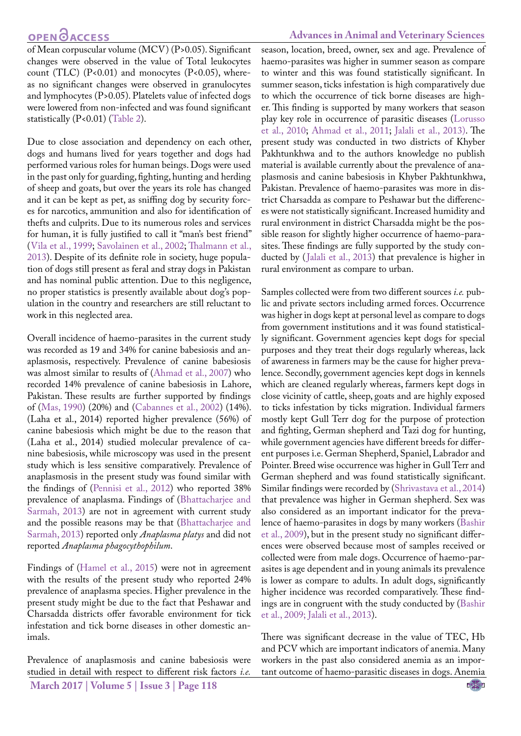of Mean corpuscular volume (MCV) (P>0.05). Significant changes were observed in the value of Total leukocytes count (TLC) (P<0.01) and monocytes (P<0.05), whereas no significant changes were observed in granulocytes and lymphocytes (P>0.05). Platelets value of infected dogs were lowered from non-infected and was found significant statistically (P<0.01) (Table 2).

Due to close association and dependency on each other, dogs and humans lived for years together and dogs had performed various roles for human beings. Dogs were used in the past only for guarding, fighting, hunting and herding of sheep and goats, but over the years its role has changed and it can be kept as pet, as sniffing dog by security forces for narcotics, ammunition and also for identification of thefts and culprits. Due to its numerous roles and services for human, it is fully justified to call it "man's best friend" (Vila et al., 1999; Savolainen et al., 2002; Thalmann et al., 2013). Despite of its definite role in society, huge population of dogs still present as feral and stray dogs in Pakistan and has nominal public attention. Due to this negligence, no proper statistics is presently available about dog's population in the country and researchers are still reluctant to work in this neglected area.

Overall incidence of haemo-parasites in the current study was recorded as 19 and 34% for canine babesiosis and anaplasmosis, respectively. Prevalence of canine babesiosis was almost similar to results of (Ahmad et al., 2007) who recorded 14% prevalence of canine babesiosis in Lahore, Pakistan. These results are further supported by findings of (Mas, 1990) (20%) and (Cabannes et al., 2002) (14%). (Laha et al., 2014) reported higher prevalence (56%) of canine babesiosis which might be due to the reason that (Laha et al., 2014) studied molecular prevalence of canine babesiosis, while microscopy was used in the present study which is less sensitive comparatively. Prevalence of anaplasmosis in the present study was found similar with the findings of (Pennisi et al., 2012) who reported 38% prevalence of anaplasma. Findings of (Bhattacharjee and Sarmah, 2013) are not in agreement with current study and the possible reasons may be that (Bhattacharjee and Sarmah, 2013) reported only *Anaplasma platys* and did not reported *Anaplasma phagocythophilum*.

Findings of (Hamel et al., 2015) were not in agreement with the results of the present study who reported 24% prevalence of anaplasma species. Higher prevalence in the present study might be due to the fact that Peshawar and Charsadda districts offer favorable environment for tick infestation and tick borne diseases in other domestic animals.

Prevalence of anaplasmosis and canine babesiosis were studied in detail with respect to different risk factors *i.e.* season, location, breed, owner, sex and age. Prevalence of haemo-parasites was higher in summer season as compare to winter and this was found statistically significant. In summer season, ticks infestation is high comparatively due to which the occurrence of tick borne diseases are higher. This finding is supported by many workers that season play key role in occurrence of parasitic diseases (Lorusso et al., 2010; Ahmad et al., 2011; Jalali et al., 2013). The present study was conducted in two districts of Khyber Pakhtunkhwa and to the authors knowledge no publish material is available currently about the prevalence of anaplasmosis and canine babesiosis in Khyber Pakhtunkhwa, Pakistan. Prevalence of haemo-parasites was more in district Charsadda as compare to Peshawar but the differences were not statistically significant. Increased humidity and rural environment in district Charsadda might be the possible reason for slightly higher occurrence of haemo-parasites. These findings are fully supported by the study conducted by (Jalali et al., 2013) that prevalence is higher in rural environment as compare to urban.

Samples collected were from two different sources *i.e.* public and private sectors including armed forces. Occurrence was higher in dogs kept at personal level as compare to dogs from government institutions and it was found statistically significant. Government agencies kept dogs for special purposes and they treat their dogs regularly whereas, lack of awareness in farmers may be the cause for higher prevalence. Secondly, government agencies kept dogs in kennels which are cleaned regularly whereas, farmers kept dogs in close vicinity of cattle, sheep, goats and are highly exposed to ticks infestation by ticks migration. Individual farmers mostly kept Gull Terr dog for the purpose of protection and fighting, German shepherd and Tazi dog for hunting, while government agencies have different breeds for different purposes i.e. German Shepherd, Spaniel, Labrador and Pointer. Breed wise occurrence was higher in Gull Terr and German shepherd and was found statistically significant. Similar findings were recorded by (Shrivastava et al., 2014) that prevalence was higher in German shepherd. Sex was also considered as an important indicator for the prevalence of haemo-parasites in dogs by many workers (Bashir et al., 2009), but in the present study no significant differences were observed because most of samples received or collected were from male dogs. Occurrence of haemo-parasites is age dependent and in young animals its prevalence is lower as compare to adults. In adult dogs, significantly higher incidence was recorded comparatively. These findings are in congruent with the study conducted by (Bashir et al., 2009; Jalali et al., 2013).

There was significant decrease in the value of TEC, Hb and PCV which are important indicators of anemia. Many workers in the past also considered anemia as an important outcome of haemo-parasitic diseases in dogs. Anemia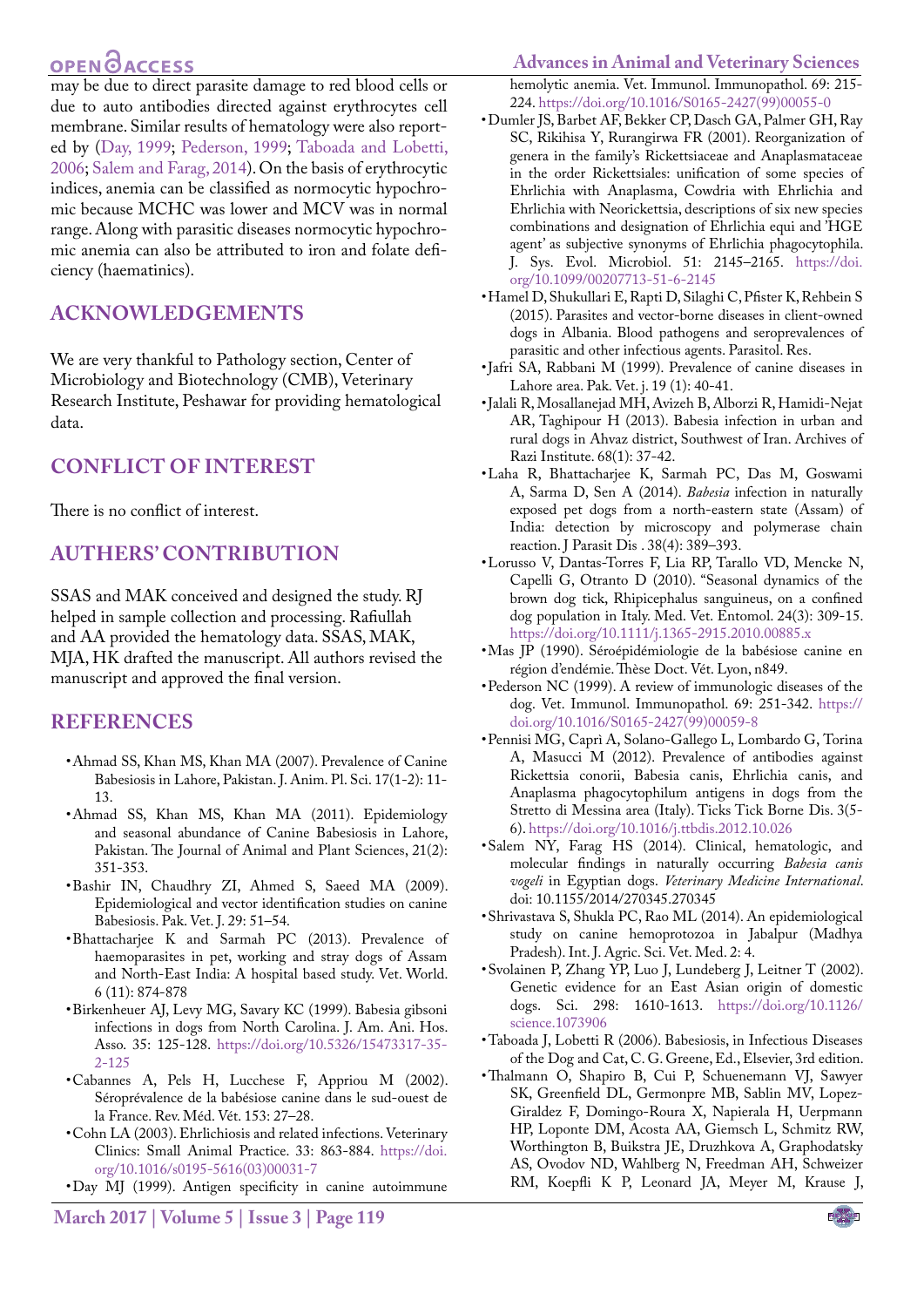may be due to direct parasite damage to red blood cells or due to auto antibodies directed against erythrocytes cell membrane. Similar results of hematology were also reported by (Day, 1999; Pederson, 1999; Taboada and Lobetti, 2006; Salem and Farag, 2014). On the basis of erythrocytic indices, anemia can be classified as normocytic hypochromic because MCHC was lower and MCV was in normal range. Along with parasitic diseases normocytic hypochromic anemia can also be attributed to iron and folate deficiency (haematinics).

## ACKNOWLEDGEMENTS

We are very thankful to Pathology section, Center of Microbiology and Biotechnology (CMB), Veterinary Research Institute, Peshawar for providing hematological data.

## CONFLICT OF INTEREST

There is no conflict of interest.

## AUTHERS' CONTRIBUTION

SSAS and MAK conceived and designed the study. RJ helped in sample collection and processing. Rafiullah and AA provided the hematology data. SSAS, MAK, MJA, HK drafted the manuscript. All authors revised the manuscript and approved the final version.

## REFERENCES

- Ahmad SS, Khan MS, Khan MA (2007). Prevalence of Canine Babesiosis in Lahore, Pakistan. J. Anim. Pl. Sci. 17(1-2): 11-13.
- Ahmad SS, Khan MS, Khan MA (2011). Epidemiology and seasonal abundance of Canine Babesiosis in Lahore, Pakistan. The Journal of Animal and Plant Sciences, 21(2): 351-353.
- Bashir IN, Chaudhry ZI, Ahmed S, Saeed MA (2009). Epidemiological and vector identification studies on canine Babesiosis. Pak. Vet. J. 29: 51–54.
- Bhattacharjee K and Sarmah PC (2013). Prevalence of haemoparasites in pet, working and stray dogs of Assam and North-East India: A hospital based study. Vet. World. 6 (11): 874-878
- Birkenheuer AJ, Levy MG, Savary KC (1999). Babesia gibsoni infections in dogs from North Carolina. J. Am. Ani. Hos. Asso. 35: 125-128. https://doi.org/10.5326/15473317-35-2-125
- Cabannes A, Pels H, Lucchese F, Appriou M (2002). Séroprévalence de la babésiose canine dans le sud-ouest de la France. Rev. Méd. Vét. 153: 27–28.
- Cohn LA (2003). Ehrlichiosis and related infections. Veterinary Clinics: Small Animal Practice. 33: 863-884. https://doi.org/10.1016/s0195-5616(03)00031-7
- Day MJ (1999). Antigen specificity in canine autoimmune hemolytic anemia. Vet. Immunol. Immunopathol. 69: 215-224. https://doi.org/10.1016/S0165-2427(99)00055-0
- Dumler JS, Barbet AF, Bekker CP, Dasch GA, Palmer GH, Ray SC, Rikihisa Y, Rurangirwa FR (2001). Reorganization of genera in the family's Rickettsiaceae and Anaplasmataceae in the order Rickettsiales: unification of some species of Ehrlichia with Anaplasma, Cowdria with Ehrlichia and Ehrlichia with Neorickettsia, descriptions of six new species combinations and designation of Ehrlichia equi and 'HGE agent' as subjective synonyms of Ehrlichia phagocytophila. J. Sys. Evol. Microbiol. 51: 2145–2165. https://doi.org/10.1099/00207713-51-6-2145
- Hamel D, Shukullari E, Rapti D, Silaghi C, Pfister K, Rehbein S (2015). Parasites and vector-borne diseases in client-owned dogs in Albania. Blood pathogens and seroprevalences of parasitic and other infectious agents. Parasitol. Res.
- Jafri SA, Rabbani M (1999). Prevalence of canine diseases in Lahore area. Pak. Vet. j. 19 (1): 40-41.
- Jalali R, Mosallanejad MH, Avizeh B, Alborzi R, Hamidi-Nejat AR, Taghipour H (2013). Babesia infection in urban and rural dogs in Ahvaz district, Southwest of Iran. Archives of Razi Institute. 68(1): 37-42.
- Laha R, Bhattacharjee K, Sarmah PC, Das M, Goswami A, Sarma D, Sen A (2014). *Babesia* infection in naturally exposed pet dogs from a north-eastern state (Assam) of India: detection by microscopy and polymerase chain reaction. J Parasit Dis . 38(4): 389–393.
- Lorusso V, Dantas-Torres F, Lia RP, Tarallo VD, Mencke N, Capelli G, Otranto D (2010). "Seasonal dynamics of the brown dog tick, Rhipicephalus sanguineus, on a confined dog population in Italy. Med. Vet. Entomol. 24(3): 309-15. https://doi.org/10.1111/j.1365-2915.2010.00885.x
- Mas JP (1990). Séroépidémiologie de la babésiose canine en région d'endémie. Thèse Doct. Vét. Lyon, n849.
- Pederson NC (1999). A review of immunologic diseases of the dog. Vet. Immunol. Immunopathol. 69: 251-342. https://doi.org/10.1016/S0165-2427(99)00059-8
- Pennisi MG, Caprì A, Solano-Gallego L, Lombardo G, Torina A, Masucci M (2012). Prevalence of antibodies against Rickettsia conorii, Babesia canis, Ehrlichia canis, and Anaplasma phagocytophilum antigens in dogs from the Stretto di Messina area (Italy). Ticks Tick Borne Dis. 3(5-6). https://doi.org/10.1016/j.ttbdis.2012.10.026
- Salem NY, Farag HS (2014). Clinical, hematologic, and molecular findings in naturally occurring *Babesia canis vogeli* in Egyptian dogs. *Veterinary Medicine International*. doi: 10.1155/2014/270345.270345
- Shrivastava S, Shukla PC, Rao ML (2014). An epidemiological study on canine hemoprotozoa in Jabalpur (Madhya Pradesh). Int. J. Agric. Sci. Vet. Med. 2: 4.
- Svolainen P, Zhang YP, Luo J, Lundeberg J, Leitner T (2002). Genetic evidence for an East Asian origin of domestic dogs. Sci. 298: 1610-1613. https://doi.org/10.1126/science.1073906
- Taboada J, Lobetti R (2006). Babesiosis, in Infectious Diseases of the Dog and Cat, C. G. Greene, Ed., Elsevier, 3rd edition.
- Thalmann O, Shapiro B, Cui P, Schuenemann VJ, Sawyer SK, Greenfield DL, Germonpre MB, Sablin MV, Lopez-Giraldez F, Domingo-Roura X, Napierala H, Uerpmann HP, Loponte DM, Acosta AA, Giemsch L, Schmitz RW, Worthington B, Buikstra JE, Druzhkova A, Graphodatsky AS, Ovodov ND, Wahlberg N, Freedman AH, Schweizer RM, Koepfli K P, Leonard JA, Meyer M, Krause J,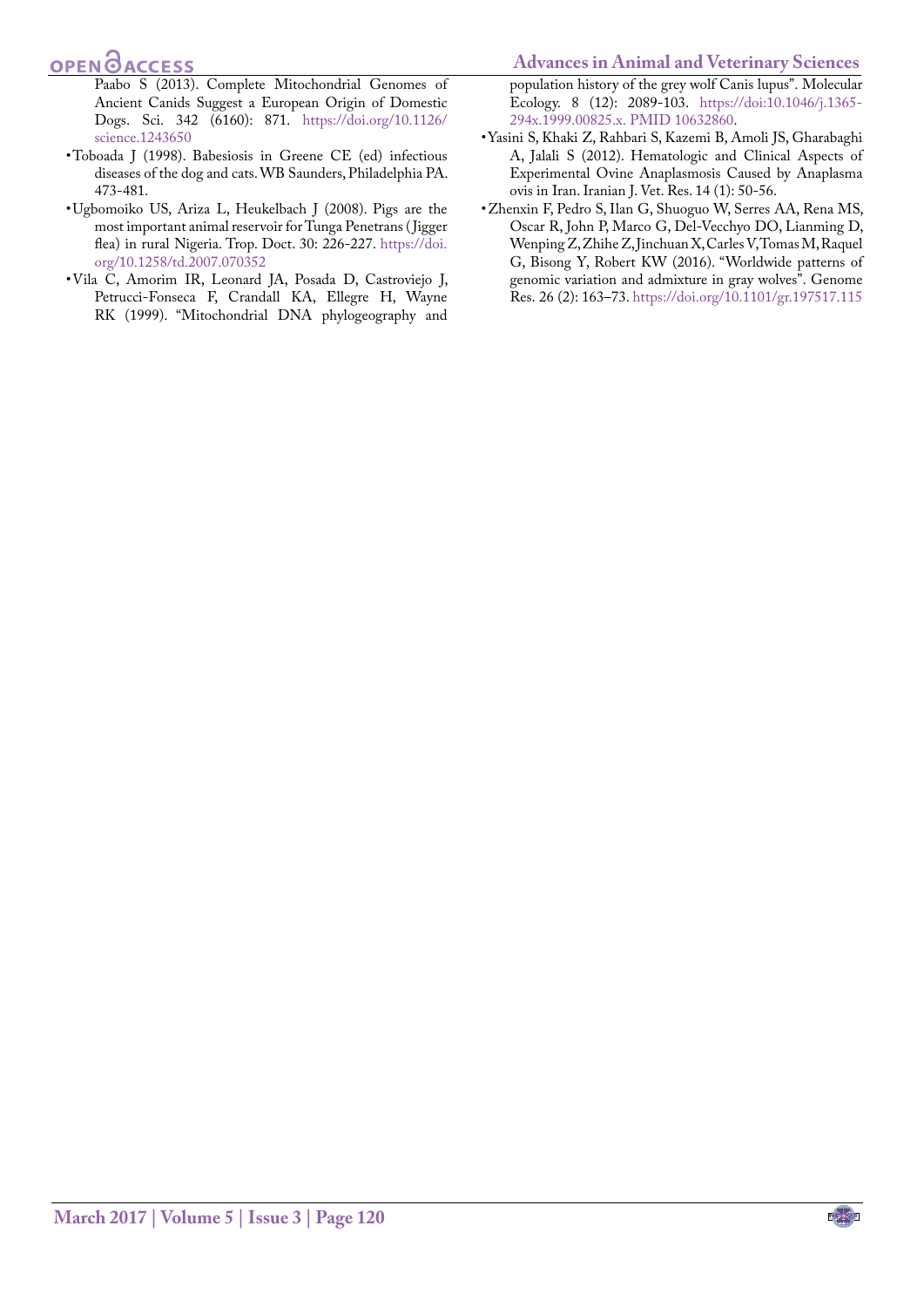Paabo S (2013). Complete Mitochondrial Genomes of Ancient Canids Suggest a European Origin of Domestic Dogs. Sci. 342 (6160): 871. https://doi.org/10.1126/science.1243650

- Toboada J (1998). Babesiosis in Greene CE (ed) infectious diseases of the dog and cats. WB Saunders, Philadelphia PA. 473-481.
- Ugbomoiko US, Ariza L, Heukelbach J (2008). Pigs are the most important animal reservoir for Tunga Penetrans (Jigger flea) in rural Nigeria. Trop. Doct. 30: 226-227. https://doi.org/10.1258/td.2007.070352
- Vila C, Amorim IR, Leonard JA, Posada D, Castroviejo J, Petrucci-Fonseca F, Crandall KA, Ellegre H, Wayne RK (1999). "Mitochondrial DNA phylogeography and population history of the grey wolf Canis lupus". Molecular Ecology. 8 (12): 2089-103. https://doi:10.1046/j.1365-294x.1999.00825.x. PMID 10632860.
- Yasini S, Khaki Z, Rahbari S, Kazemi B, Amoli JS, Gharabaghi A, Jalali S (2012). Hematologic and Clinical Aspects of Experimental Ovine Anaplasmosis Caused by Anaplasma ovis in Iran. Iranian J. Vet. Res. 14 (1): 50-56.
- Zhenxin F, Pedro S, Ilan G, Shuoguo W, Serres AA, Rena MS, Oscar R, John P, Marco G, Del-Vecchyo DO, Lianming D, Wenping Z, Zhihe Z, Jinchuan X, Carles V, Tomas M, Raquel G, Bisong Y, Robert KW (2016). "Worldwide patterns of genomic variation and admixture in gray wolves". Genome Res. 26 (2): 163–73. https://doi.org/10.1101/gr.197517.115